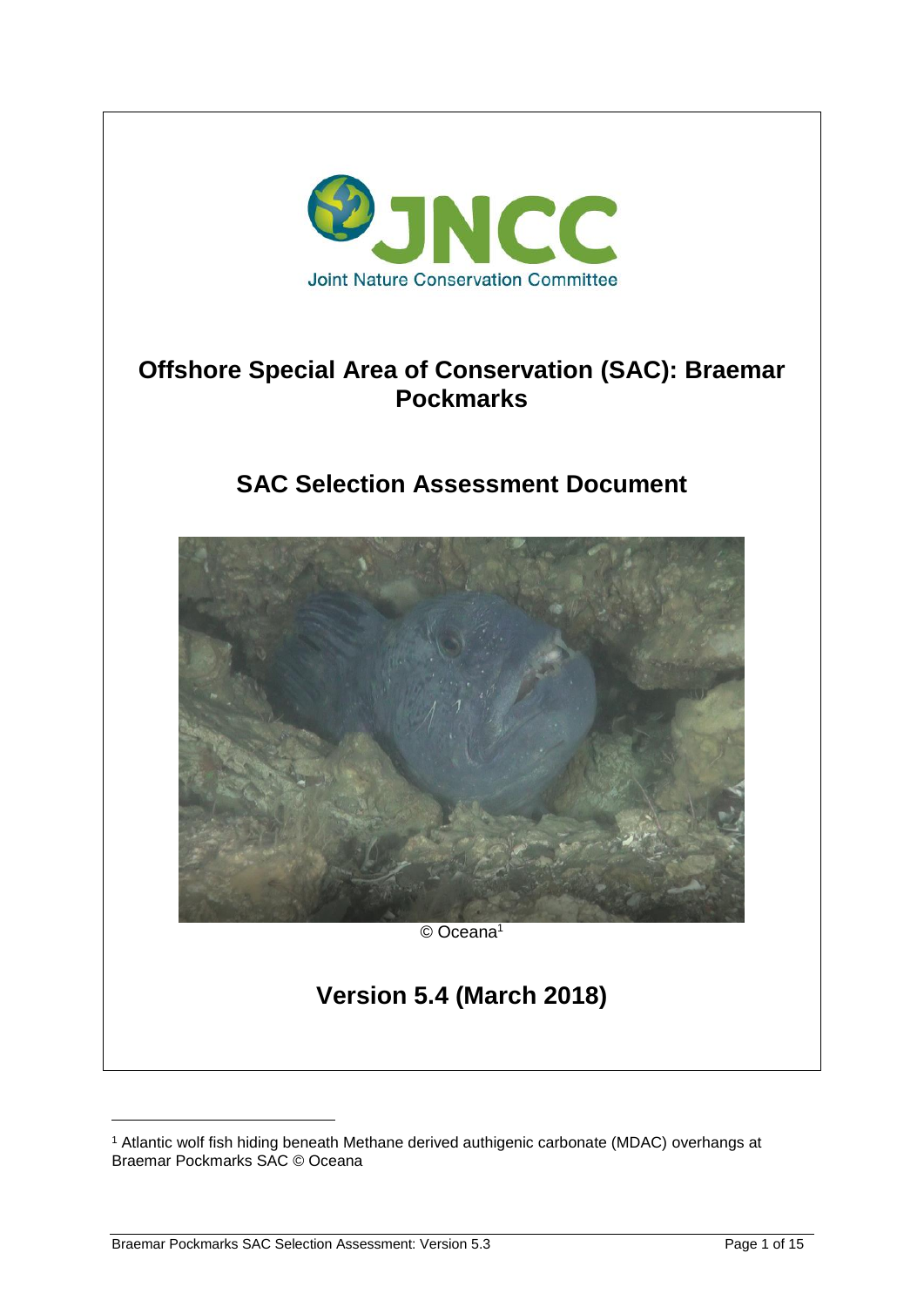# Offshore Special Area of Conservation (SAC): Braemar Pockmarks

## SAC Selection Assessment Document

© Oceana[1]

## Version 5.4 (March 2018)

[1] Atlantic wolf fish hiding beneath Methane derived authigenic carbonate (MDAC) overhangs at Braemar Pockmarks SAC © Oceana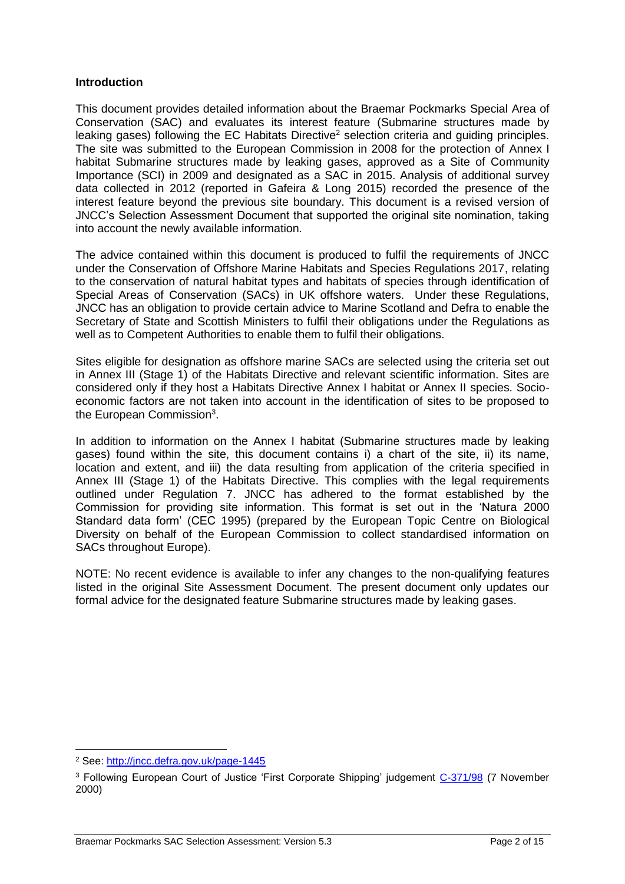## Introduction

This document provides detailed information about the Braemar Pockmarks Special Area of Conservation (SAC) and evaluates its interest feature (Submarine structures made by leaking gases) following the EC Habitats Directive[2] selection criteria and guiding principles. The site was submitted to the European Commission in 2008 for the protection of Annex I habitat Submarine structures made by leaking gases, approved as a Site of Community Importance (SCI) in 2009 and designated as a SAC in 2015. Analysis of additional survey data collected in 2012 (reported in Gafeira & Long 2015) recorded the presence of the interest feature beyond the previous site boundary. This document is a revised version of JNCC's Selection Assessment Document that supported the original site nomination, taking into account the newly available information.

The advice contained within this document is produced to fulfil the requirements of JNCC under the Conservation of Offshore Marine Habitats and Species Regulations 2017, relating to the conservation of natural habitat types and habitats of species through identification of Special Areas of Conservation (SACs) in UK offshore waters. Under these Regulations, JNCC has an obligation to provide certain advice to Marine Scotland and Defra to enable the Secretary of State and Scottish Ministers to fulfil their obligations under the Regulations as well as to Competent Authorities to enable them to fulfil their obligations.

Sites eligible for designation as offshore marine SACs are selected using the criteria set out in Annex III (Stage 1) of the Habitats Directive and relevant scientific information. Sites are considered only if they host a Habitats Directive Annex I habitat or Annex II species. Socio-economic factors are not taken into account in the identification of sites to be proposed to the European Commission[3].

In addition to information on the Annex I habitat (Submarine structures made by leaking gases) found within the site, this document contains i) a chart of the site, ii) its name, location and extent, and iii) the data resulting from application of the criteria specified in Annex III (Stage 1) of the Habitats Directive. This complies with the legal requirements outlined under Regulation 7. JNCC has adhered to the format established by the Commission for providing site information. This format is set out in the 'Natura 2000 Standard data form' (CEC 1995) (prepared by the European Topic Centre on Biological Diversity on behalf of the European Commission to collect standardised information on SACs throughout Europe).

NOTE: No recent evidence is available to infer any changes to the non-qualifying features listed in the original Site Assessment Document. The present document only updates our formal advice for the designated feature Submarine structures made by leaking gases.

---

[2] See: http://jncc.defra.gov.uk/page-1445

[3] Following European Court of Justice 'First Corporate Shipping' judgement C-371/98 (7 November 2000)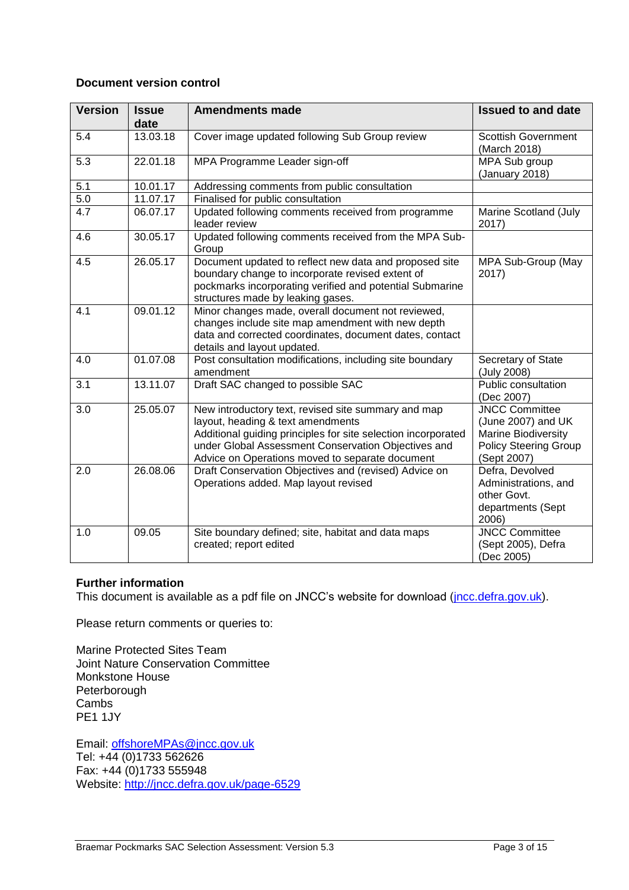**Document version control**

| Version | Issue date | Amendments made | Issued to and date |
|---|---|---|---|
| 5.4 | 13.03.18 | Cover image updated following Sub Group review | Scottish Government (March 2018) |
| 5.3 | 22.01.18 | MPA Programme Leader sign-off | MPA Sub group (January 2018) |
| 5.1 | 10.01.17 | Addressing comments from public consultation | |
| 5.0 | 11.07.17 | Finalised for public consultation | |
| 4.7 | 06.07.17 | Updated following comments received from programme leader review | Marine Scotland (July 2017) |
| 4.6 | 30.05.17 | Updated following comments received from the MPA Sub-Group | |
| 4.5 | 26.05.17 | Document updated to reflect new data and proposed site boundary change to incorporate revised extent of pockmarks incorporating verified and potential Submarine structures made by leaking gases. | MPA Sub-Group (May 2017) |
| 4.1 | 09.01.12 | Minor changes made, overall document not reviewed, changes include site map amendment with new depth data and corrected coordinates, document dates, contact details and layout updated. | |
| 4.0 | 01.07.08 | Post consultation modifications, including site boundary amendment | Secretary of State (July 2008) |
| 3.1 | 13.11.07 | Draft SAC changed to possible SAC | Public consultation (Dec 2007) |
| 3.0 | 25.05.07 | New introductory text, revised site summary and map layout, heading & text amendments<br>Additional guiding principles for site selection incorporated under Global Assessment Conservation Objectives and Advice on Operations moved to separate document | JNCC Committee (June 2007) and UK Marine Biodiversity Policy Steering Group (Sept 2007) |
| 2.0 | 26.08.06 | Draft Conservation Objectives and (revised) Advice on Operations added. Map layout revised | Defra, Devolved Administrations, and other Govt. departments (Sept 2006) |
| 1.0 | 09.05 | Site boundary defined; site, habitat and data maps created; report edited | JNCC Committee (Sept 2005), Defra (Dec 2005) |

**Further information**

This document is available as a pdf file on JNCC's website for download (jncc.defra.gov.uk).

Please return comments or queries to:

Marine Protected Sites Team
Joint Nature Conservation Committee
Monkstone House
Peterborough
Cambs
PE1 1JY

Email: offshoreMPAs@jncc.gov.uk
Tel: +44 (0)1733 562626
Fax: +44 (0)1733 555948
Website: http://jncc.defra.gov.uk/page-6529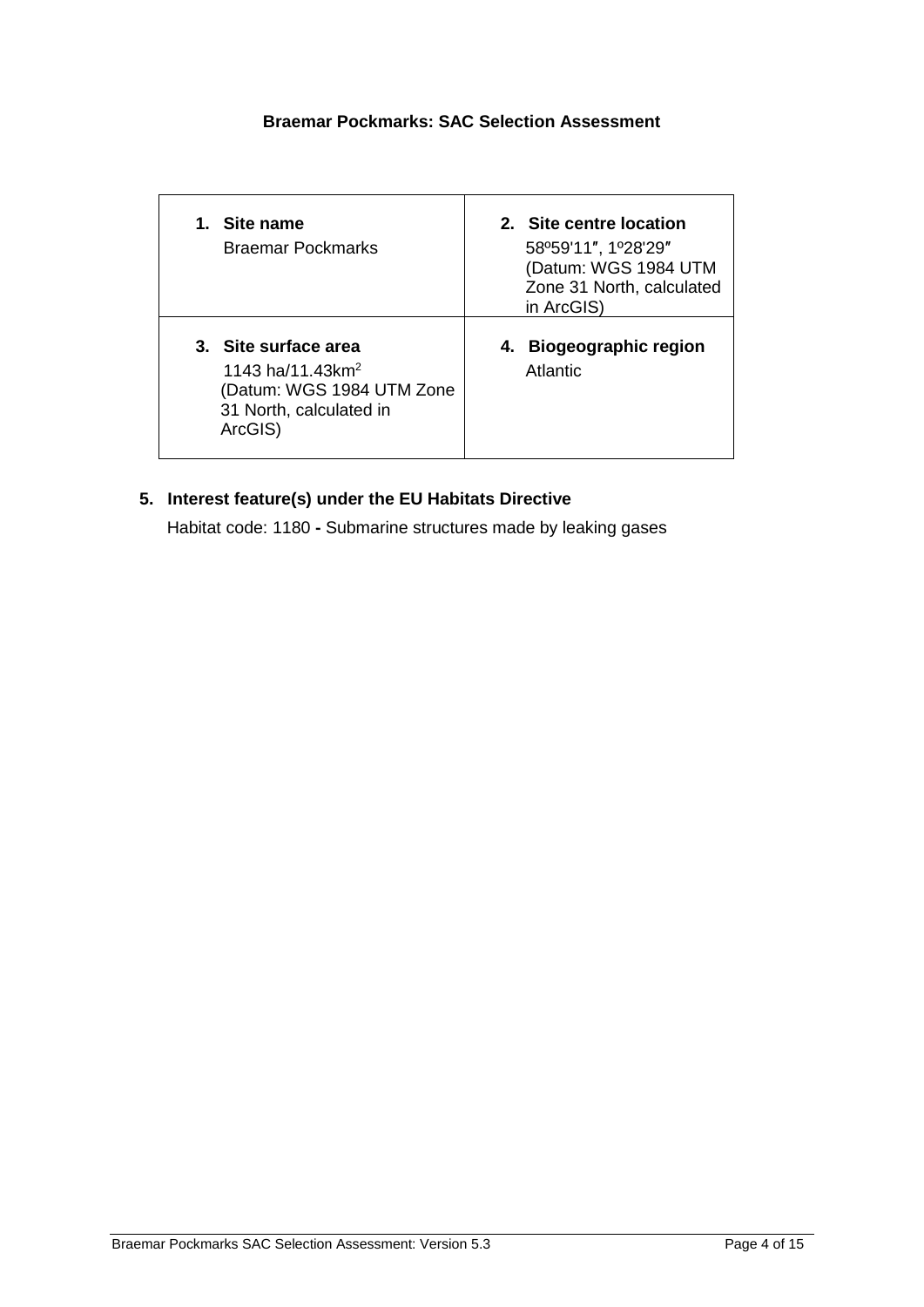**Braemar Pockmarks: SAC Selection Assessment**

| **1. Site name**<br>Braemar Pockmarks | **2. Site centre location**<br>58º59'11″, 1º28'29″<br>(Datum: WGS 1984 UTM Zone 31 North, calculated in ArcGIS) |
|---|---|
| **3. Site surface area**<br>1143 ha/11.43km$^2$<br>(Datum: WGS 1984 UTM Zone 31 North, calculated in ArcGIS) | **4. Biogeographic region**<br>Atlantic |

**5. Interest feature(s) under the EU Habitats Directive**

Habitat code: 1180 **-** Submarine structures made by leaking gases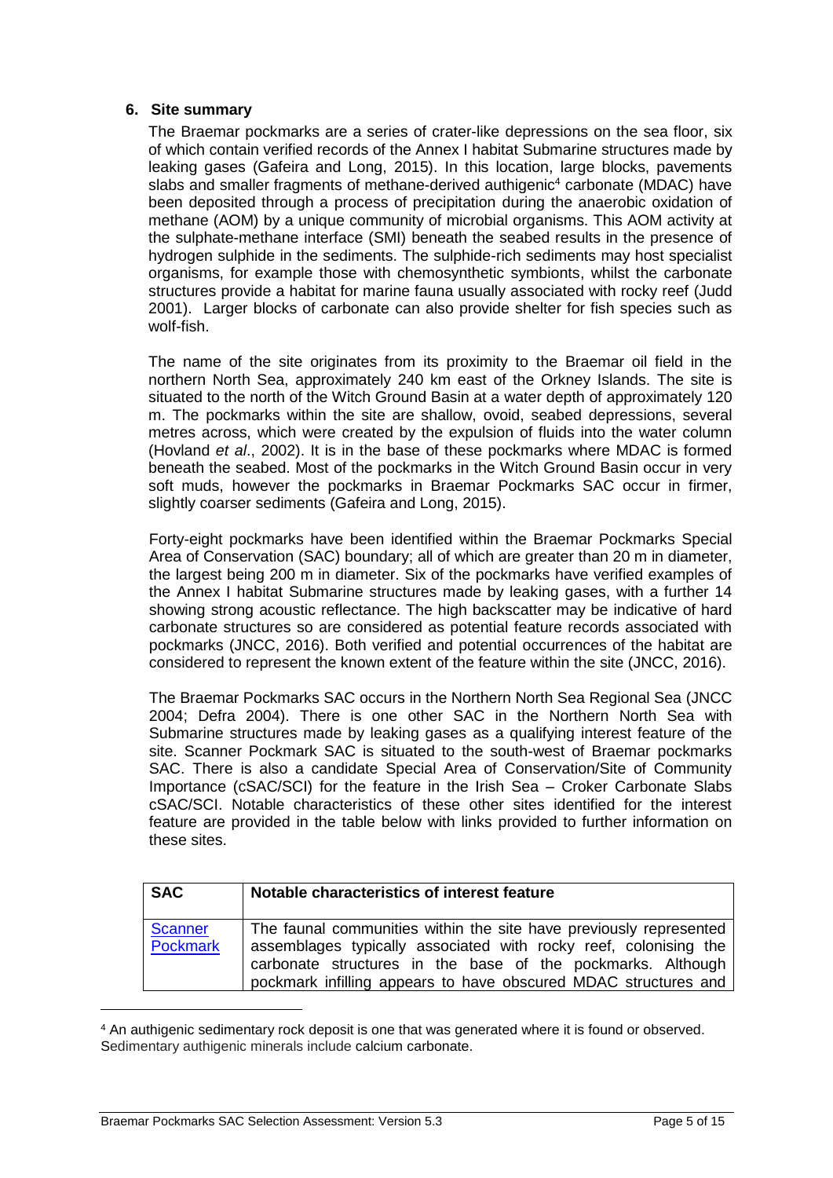## 6. Site summary

The Braemar pockmarks are a series of crater-like depressions on the sea floor, six of which contain verified records of the Annex I habitat Submarine structures made by leaking gases (Gafeira and Long, 2015). In this location, large blocks, pavements slabs and smaller fragments of methane-derived authigenic[4] carbonate (MDAC) have been deposited through a process of precipitation during the anaerobic oxidation of methane (AOM) by a unique community of microbial organisms. This AOM activity at the sulphate-methane interface (SMI) beneath the seabed results in the presence of hydrogen sulphide in the sediments. The sulphide-rich sediments may host specialist organisms, for example those with chemosynthetic symbionts, whilst the carbonate structures provide a habitat for marine fauna usually associated with rocky reef (Judd 2001). Larger blocks of carbonate can also provide shelter for fish species such as wolf-fish.

The name of the site originates from its proximity to the Braemar oil field in the northern North Sea, approximately 240 km east of the Orkney Islands. The site is situated to the north of the Witch Ground Basin at a water depth of approximately 120 m. The pockmarks within the site are shallow, ovoid, seabed depressions, several metres across, which were created by the expulsion of fluids into the water column (Hovland *et al*., 2002). It is in the base of these pockmarks where MDAC is formed beneath the seabed. Most of the pockmarks in the Witch Ground Basin occur in very soft muds, however the pockmarks in Braemar Pockmarks SAC occur in firmer, slightly coarser sediments (Gafeira and Long, 2015).

Forty-eight pockmarks have been identified within the Braemar Pockmarks Special Area of Conservation (SAC) boundary; all of which are greater than 20 m in diameter, the largest being 200 m in diameter. Six of the pockmarks have verified examples of the Annex I habitat Submarine structures made by leaking gases, with a further 14 showing strong acoustic reflectance. The high backscatter may be indicative of hard carbonate structures so are considered as potential feature records associated with pockmarks (JNCC, 2016). Both verified and potential occurrences of the habitat are considered to represent the known extent of the feature within the site (JNCC, 2016).

The Braemar Pockmarks SAC occurs in the Northern North Sea Regional Sea (JNCC 2004; Defra 2004). There is one other SAC in the Northern North Sea with Submarine structures made by leaking gases as a qualifying interest feature of the site. Scanner Pockmark SAC is situated to the south-west of Braemar pockmarks SAC. There is also a candidate Special Area of Conservation/Site of Community Importance (cSAC/SCI) for the feature in the Irish Sea – Croker Carbonate Slabs cSAC/SCI. Notable characteristics of these other sites identified for the interest feature are provided in the table below with links provided to further information on these sites.

| SAC | Notable characteristics of interest feature |
|---|---|
| Scanner Pockmark | The faunal communities within the site have previously represented assemblages typically associated with rocky reef, colonising the carbonate structures in the base of the pockmarks. Although pockmark infilling appears to have obscured MDAC structures and |

[4] An authigenic sedimentary rock deposit is one that was generated where it is found or observed. Sedimentary authigenic minerals include calcium carbonate.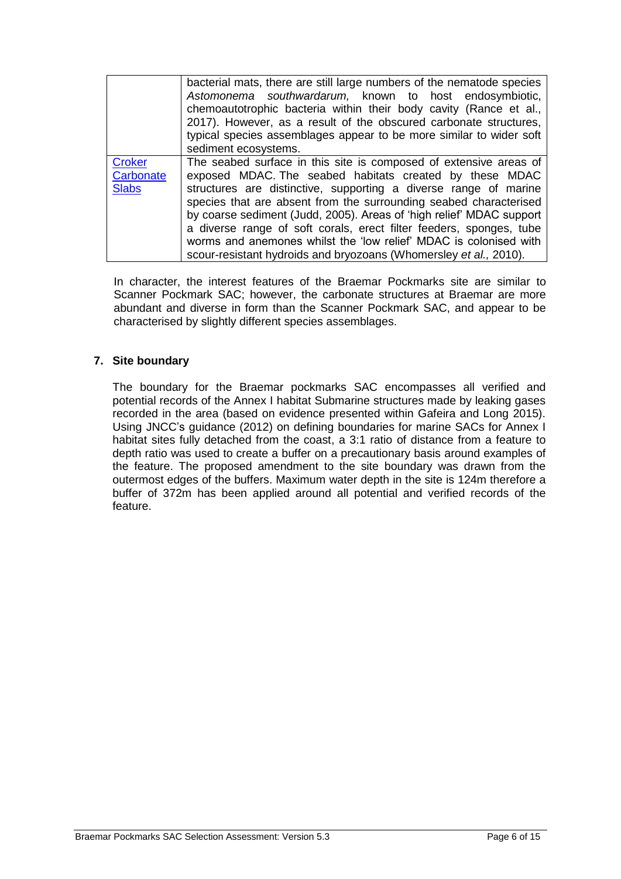| | |
|---|---|
| | bacterial mats, there are still large numbers of the nematode species *Astomonema southwardarum,* known to host endosymbiotic, chemoautotrophic bacteria within their body cavity (Rance et al., 2017). However, as a result of the obscured carbonate structures, typical species assemblages appear to be more similar to wider soft sediment ecosystems. |
| Croker Carbonate Slabs | The seabed surface in this site is composed of extensive areas of exposed MDAC. The seabed habitats created by these MDAC structures are distinctive, supporting a diverse range of marine species that are absent from the surrounding seabed characterised by coarse sediment (Judd, 2005). Areas of 'high relief' MDAC support a diverse range of soft corals, erect filter feeders, sponges, tube worms and anemones whilst the 'low relief' MDAC is colonised with scour-resistant hydroids and bryozoans (Whomersley *et al.,* 2010). |

In character, the interest features of the Braemar Pockmarks site are similar to Scanner Pockmark SAC; however, the carbonate structures at Braemar are more abundant and diverse in form than the Scanner Pockmark SAC, and appear to be characterised by slightly different species assemblages.

## 7. Site boundary

The boundary for the Braemar pockmarks SAC encompasses all verified and potential records of the Annex I habitat Submarine structures made by leaking gases recorded in the area (based on evidence presented within Gafeira and Long 2015). Using JNCC's guidance (2012) on defining boundaries for marine SACs for Annex I habitat sites fully detached from the coast, a 3:1 ratio of distance from a feature to depth ratio was used to create a buffer on a precautionary basis around examples of the feature. The proposed amendment to the site boundary was drawn from the outermost edges of the buffers. Maximum water depth in the site is 124m therefore a buffer of 372m has been applied around all potential and verified records of the feature.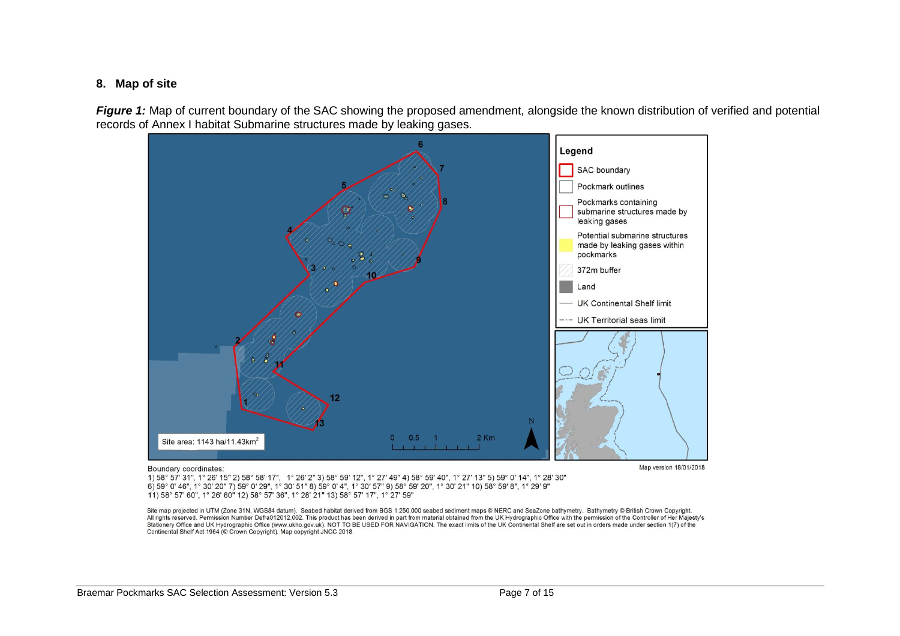## 8. Map of site

***Figure 1:*** Map of current boundary of the SAC showing the proposed amendment, alongside the known distribution of verified and potential records of Annex I habitat Submarine structures made by leaking gases.

Boundary coordinates:
1) 58° 57' 31", 1° 26' 15" 2) 58° 58' 17", 1° 26' 2" 3) 58° 59' 12", 1° 27' 49" 4) 58° 59' 40", 1° 27' 13" 5) 59° 0' 14", 1° 28' 30"
6) 59° 0' 46", 1° 30' 20" 7) 59° 0' 29", 1° 30' 51" 8) 59° 0' 4", 1° 30' 57" 9) 58° 59' 20", 1° 30' 21" 10) 58° 59' 8", 1° 29' 9"
11) 58° 57' 60", 1° 26' 60" 12) 58° 57' 36", 1° 28' 21" 13) 58° 57' 17", 1° 27' 59"

Map version 18/01/2018

Site map projected in UTM (Zone 31N, WGS84 datum). Seabed habitat derived from BGS 1:250,000 seabed sediment maps © NERC and SeaZone bathymetry. Bathymetry © British Crown Copyright. All rights reserved. Permission Number Defra012012.002. This product has been derived in part from material obtained from the UK Hydrographic Office with the permission of the Controller of Her Majesty's Stationery Office and UK Hydrographic Office (www.ukho.gov.uk). NOT TO BE USED FOR NAVIGATION. The exact limits of the UK Continental Shelf are set out in orders made under section 1(7) of the Continental Shelf Act 1964 (© Crown Copyright). Map copyright JNCC 2018.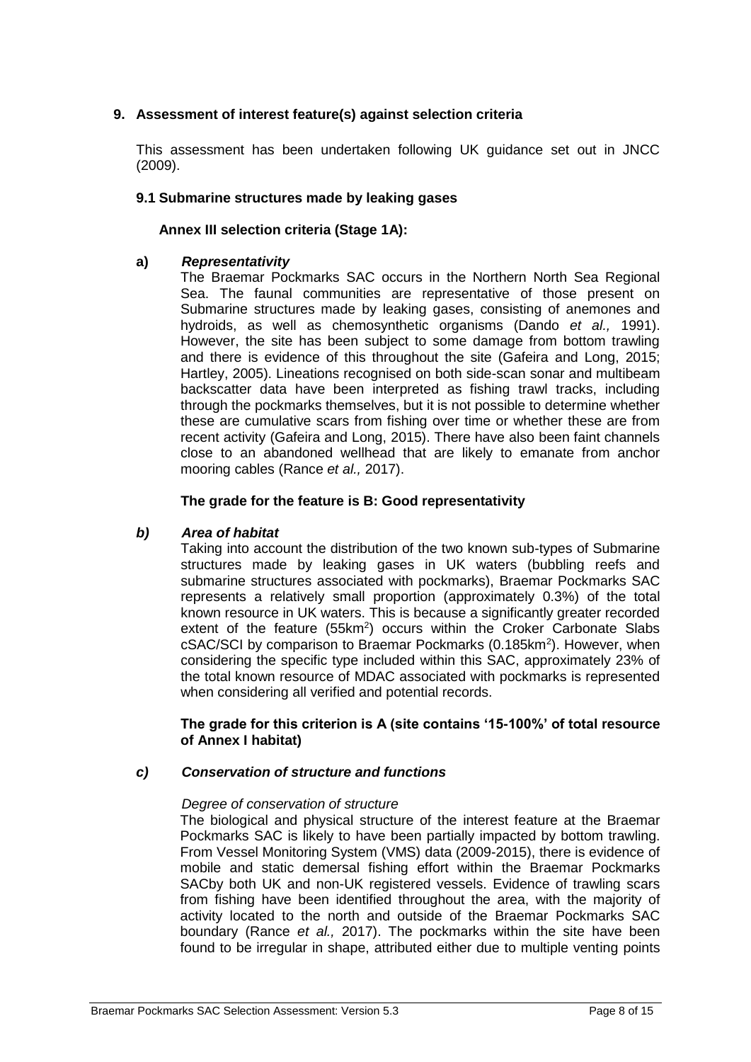## 9. Assessment of interest feature(s) against selection criteria

This assessment has been undertaken following UK guidance set out in JNCC (2009).

### 9.1 Submarine structures made by leaking gases

**Annex III selection criteria (Stage 1A):**

**a)** ***Representativity***

The Braemar Pockmarks SAC occurs in the Northern North Sea Regional Sea. The faunal communities are representative of those present on Submarine structures made by leaking gases, consisting of anemones and hydroids, as well as chemosynthetic organisms (Dando *et al.,* 1991). However, the site has been subject to some damage from bottom trawling and there is evidence of this throughout the site (Gafeira and Long, 2015; Hartley, 2005). Lineations recognised on both side-scan sonar and multibeam backscatter data have been interpreted as fishing trawl tracks, including through the pockmarks themselves, but it is not possible to determine whether these are cumulative scars from fishing over time or whether these are from recent activity (Gafeira and Long, 2015). There have also been faint channels close to an abandoned wellhead that are likely to emanate from anchor mooring cables (Rance *et al.,* 2017).

**The grade for the feature is B: Good representativity**

***b) Area of habitat***

Taking into account the distribution of the two known sub-types of Submarine structures made by leaking gases in UK waters (bubbling reefs and submarine structures associated with pockmarks), Braemar Pockmarks SAC represents a relatively small proportion (approximately 0.3%) of the total known resource in UK waters. This is because a significantly greater recorded extent of the feature ($55km^2$) occurs within the Croker Carbonate Slabs cSAC/SCI by comparison to Braemar Pockmarks ($0.185km^2$). However, when considering the specific type included within this SAC, approximately 23% of the total known resource of MDAC associated with pockmarks is represented when considering all verified and potential records.

**The grade for this criterion is A (site contains '15-100%' of total resource of Annex I habitat)**

***c) Conservation of structure and functions***

*Degree of conservation of structure*

The biological and physical structure of the interest feature at the Braemar Pockmarks SAC is likely to have been partially impacted by bottom trawling. From Vessel Monitoring System (VMS) data (2009-2015), there is evidence of mobile and static demersal fishing effort within the Braemar Pockmarks SACby both UK and non-UK registered vessels. Evidence of trawling scars from fishing have been identified throughout the area, with the majority of activity located to the north and outside of the Braemar Pockmarks SAC boundary (Rance *et al.,* 2017). The pockmarks within the site have been found to be irregular in shape, attributed either due to multiple venting points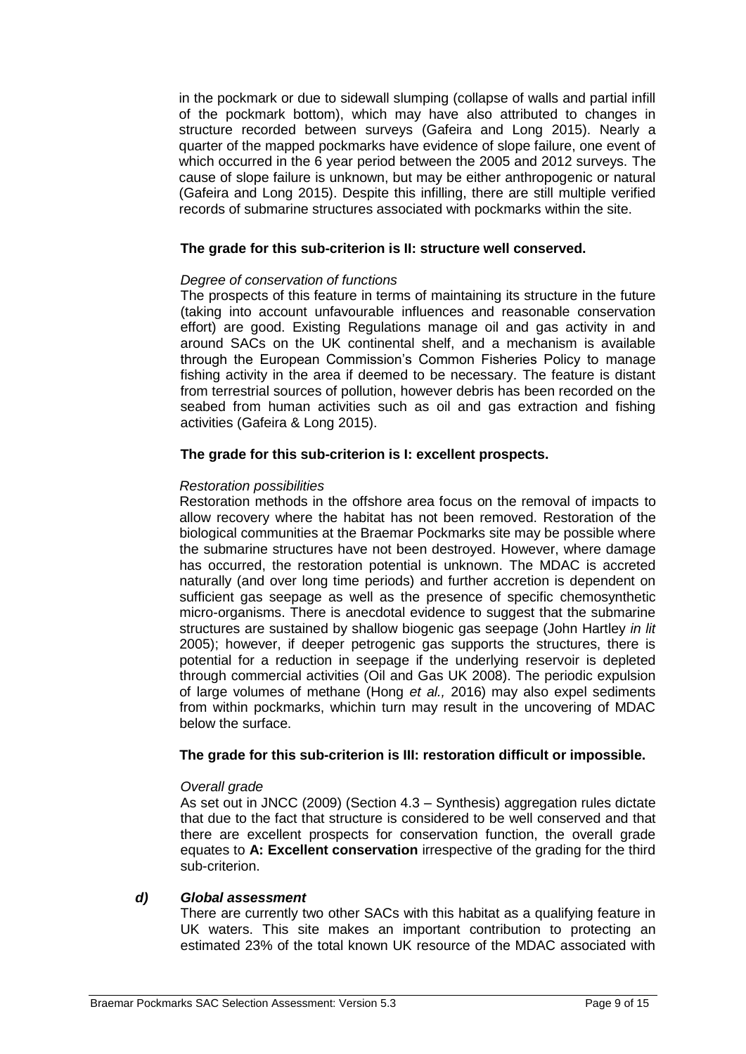in the pockmark or due to sidewall slumping (collapse of walls and partial infill of the pockmark bottom), which may have also attributed to changes in structure recorded between surveys (Gafeira and Long 2015). Nearly a quarter of the mapped pockmarks have evidence of slope failure, one event of which occurred in the 6 year period between the 2005 and 2012 surveys. The cause of slope failure is unknown, but may be either anthropogenic or natural (Gafeira and Long 2015). Despite this infilling, there are still multiple verified records of submarine structures associated with pockmarks within the site.

**The grade for this sub-criterion is II: structure well conserved.**

*Degree of conservation of functions*

The prospects of this feature in terms of maintaining its structure in the future (taking into account unfavourable influences and reasonable conservation effort) are good. Existing Regulations manage oil and gas activity in and around SACs on the UK continental shelf, and a mechanism is available through the European Commission's Common Fisheries Policy to manage fishing activity in the area if deemed to be necessary. The feature is distant from terrestrial sources of pollution, however debris has been recorded on the seabed from human activities such as oil and gas extraction and fishing activities (Gafeira & Long 2015).

**The grade for this sub-criterion is I: excellent prospects.**

*Restoration possibilities*

Restoration methods in the offshore area focus on the removal of impacts to allow recovery where the habitat has not been removed. Restoration of the biological communities at the Braemar Pockmarks site may be possible where the submarine structures have not been destroyed. However, where damage has occurred, the restoration potential is unknown. The MDAC is accreted naturally (and over long time periods) and further accretion is dependent on sufficient gas seepage as well as the presence of specific chemosynthetic micro-organisms. There is anecdotal evidence to suggest that the submarine structures are sustained by shallow biogenic gas seepage (John Hartley *in lit* 2005); however, if deeper petrogenic gas supports the structures, there is potential for a reduction in seepage if the underlying reservoir is depleted through commercial activities (Oil and Gas UK 2008). The periodic expulsion of large volumes of methane (Hong *et al.,* 2016) may also expel sediments from within pockmarks, whichin turn may result in the uncovering of MDAC below the surface.

**The grade for this sub-criterion is III: restoration difficult or impossible.**

*Overall grade*

As set out in JNCC (2009) (Section 4.3 – Synthesis) aggregation rules dictate that due to the fact that structure is considered to be well conserved and that there are excellent prospects for conservation function, the overall grade equates to **A: Excellent conservation** irrespective of the grading for the third sub-criterion.

### *d) Global assessment*

There are currently two other SACs with this habitat as a qualifying feature in UK waters. This site makes an important contribution to protecting an estimated 23% of the total known UK resource of the MDAC associated with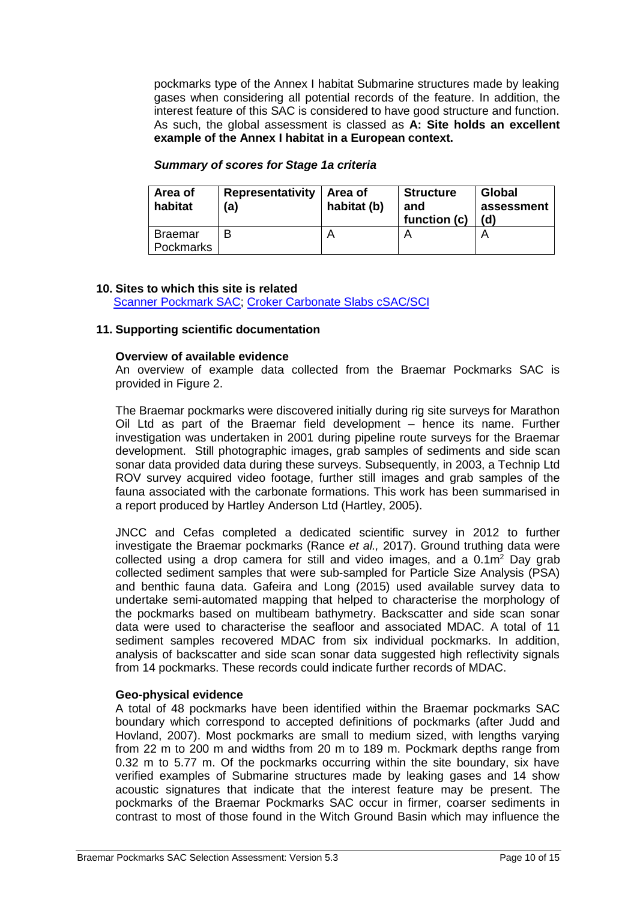pockmarks type of the Annex I habitat Submarine structures made by leaking gases when considering all potential records of the feature. In addition, the interest feature of this SAC is considered to have good structure and function. As such, the global assessment is classed as **A: Site holds an excellent example of the Annex I habitat in a European context.**

***Summary of scores for Stage 1a criteria***

| Area of habitat | Representativity (a) | Area of habitat (b) | Structure and function (c) | Global assessment (d) |
|---|---|---|---|---|
| Braemar Pockmarks | B | A | A | A |

### 10. Sites to which this site is related

Scanner Pockmark SAC; Croker Carbonate Slabs cSAC/SCI

### 11. Supporting scientific documentation

**Overview of available evidence**

An overview of example data collected from the Braemar Pockmarks SAC is provided in Figure 2.

The Braemar pockmarks were discovered initially during rig site surveys for Marathon Oil Ltd as part of the Braemar field development – hence its name. Further investigation was undertaken in 2001 during pipeline route surveys for the Braemar development. Still photographic images, grab samples of sediments and side scan sonar data provided data during these surveys. Subsequently, in 2003, a Technip Ltd ROV survey acquired video footage, further still images and grab samples of the fauna associated with the carbonate formations. This work has been summarised in a report produced by Hartley Anderson Ltd (Hartley, 2005).

JNCC and Cefas completed a dedicated scientific survey in 2012 to further investigate the Braemar pockmarks (Rance *et al.,* 2017). Ground truthing data were collected using a drop camera for still and video images, and a 0.1m$^2$ Day grab collected sediment samples that were sub-sampled for Particle Size Analysis (PSA) and benthic fauna data. Gafeira and Long (2015) used available survey data to undertake semi-automated mapping that helped to characterise the morphology of the pockmarks based on multibeam bathymetry. Backscatter and side scan sonar data were used to characterise the seafloor and associated MDAC. A total of 11 sediment samples recovered MDAC from six individual pockmarks. In addition, analysis of backscatter and side scan sonar data suggested high reflectivity signals from 14 pockmarks. These records could indicate further records of MDAC.

**Geo-physical evidence**

A total of 48 pockmarks have been identified within the Braemar pockmarks SAC boundary which correspond to accepted definitions of pockmarks (after Judd and Hovland, 2007). Most pockmarks are small to medium sized, with lengths varying from 22 m to 200 m and widths from 20 m to 189 m. Pockmark depths range from 0.32 m to 5.77 m. Of the pockmarks occurring within the site boundary, six have verified examples of Submarine structures made by leaking gases and 14 show acoustic signatures that indicate that the interest feature may be present. The pockmarks of the Braemar Pockmarks SAC occur in firmer, coarser sediments in contrast to most of those found in the Witch Ground Basin which may influence the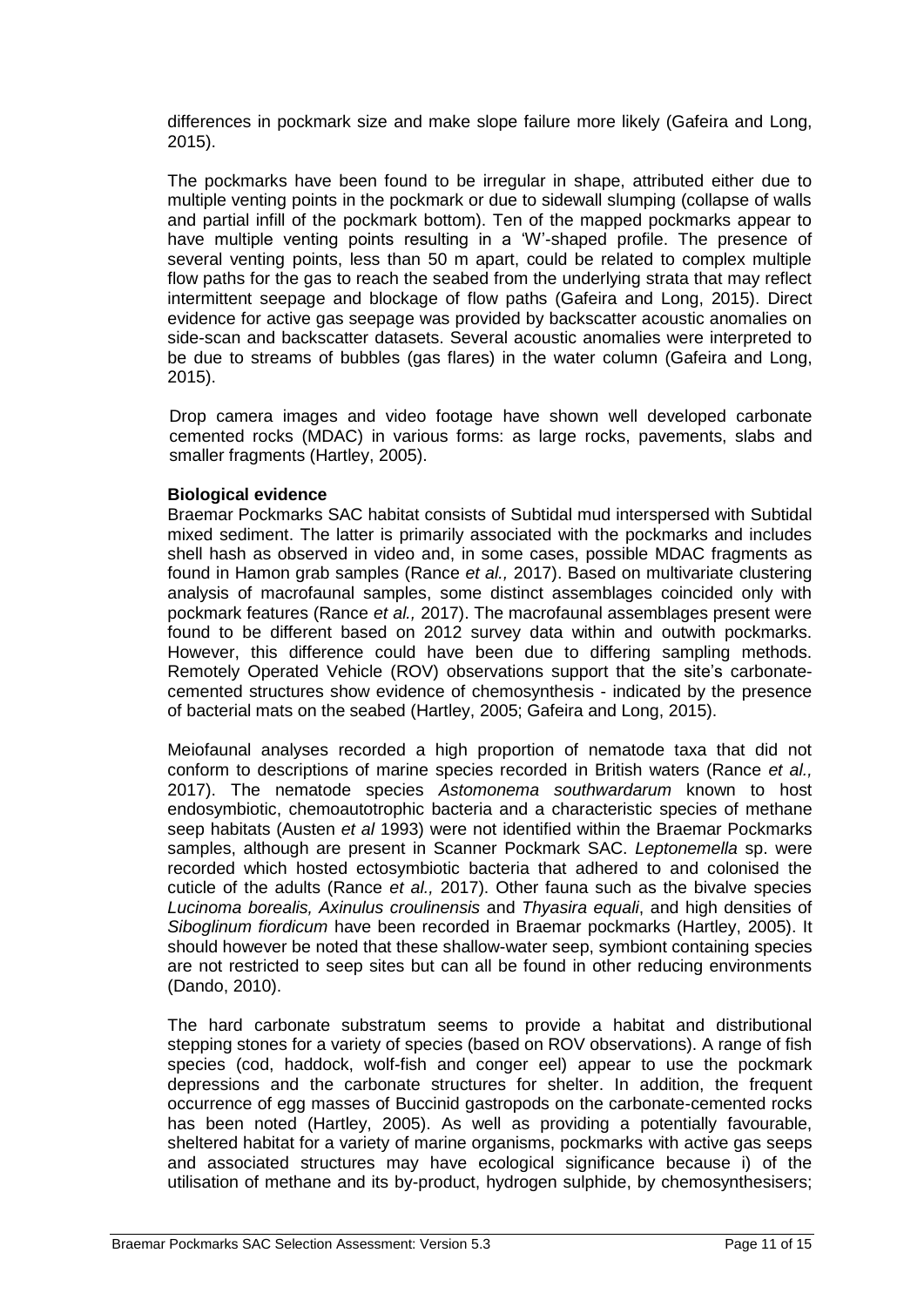differences in pockmark size and make slope failure more likely (Gafeira and Long, 2015).

The pockmarks have been found to be irregular in shape, attributed either due to multiple venting points in the pockmark or due to sidewall slumping (collapse of walls and partial infill of the pockmark bottom). Ten of the mapped pockmarks appear to have multiple venting points resulting in a 'W'-shaped profile. The presence of several venting points, less than 50 m apart, could be related to complex multiple flow paths for the gas to reach the seabed from the underlying strata that may reflect intermittent seepage and blockage of flow paths (Gafeira and Long, 2015). Direct evidence for active gas seepage was provided by backscatter acoustic anomalies on side-scan and backscatter datasets. Several acoustic anomalies were interpreted to be due to streams of bubbles (gas flares) in the water column (Gafeira and Long, 2015).

Drop camera images and video footage have shown well developed carbonate cemented rocks (MDAC) in various forms: as large rocks, pavements, slabs and smaller fragments (Hartley, 2005).

**Biological evidence**

Braemar Pockmarks SAC habitat consists of Subtidal mud interspersed with Subtidal mixed sediment. The latter is primarily associated with the pockmarks and includes shell hash as observed in video and, in some cases, possible MDAC fragments as found in Hamon grab samples (Rance *et al.,* 2017). Based on multivariate clustering analysis of macrofaunal samples, some distinct assemblages coincided only with pockmark features (Rance *et al.,* 2017). The macrofaunal assemblages present were found to be different based on 2012 survey data within and outwith pockmarks. However, this difference could have been due to differing sampling methods. Remotely Operated Vehicle (ROV) observations support that the site's carbonate-cemented structures show evidence of chemosynthesis - indicated by the presence of bacterial mats on the seabed (Hartley, 2005; Gafeira and Long, 2015).

Meiofaunal analyses recorded a high proportion of nematode taxa that did not conform to descriptions of marine species recorded in British waters (Rance *et al.,* 2017). The nematode species *Astomonema southwardarum* known to host endosymbiotic, chemoautotrophic bacteria and a characteristic species of methane seep habitats (Austen *et al* 1993) were not identified within the Braemar Pockmarks samples, although are present in Scanner Pockmark SAC. *Leptonemella* sp. were recorded which hosted ectosymbiotic bacteria that adhered to and colonised the cuticle of the adults (Rance *et al.,* 2017). Other fauna such as the bivalve species *Lucinoma borealis, Axinulus croulinensis* and *Thyasira equali*, and high densities of *Siboglinum fiordicum* have been recorded in Braemar pockmarks (Hartley, 2005). It should however be noted that these shallow-water seep, symbiont containing species are not restricted to seep sites but can all be found in other reducing environments (Dando, 2010).

The hard carbonate substratum seems to provide a habitat and distributional stepping stones for a variety of species (based on ROV observations). A range of fish species (cod, haddock, wolf-fish and conger eel) appear to use the pockmark depressions and the carbonate structures for shelter. In addition, the frequent occurrence of egg masses of Buccinid gastropods on the carbonate-cemented rocks has been noted (Hartley, 2005). As well as providing a potentially favourable, sheltered habitat for a variety of marine organisms, pockmarks with active gas seeps and associated structures may have ecological significance because i) of the utilisation of methane and its by-product, hydrogen sulphide, by chemosynthesisers;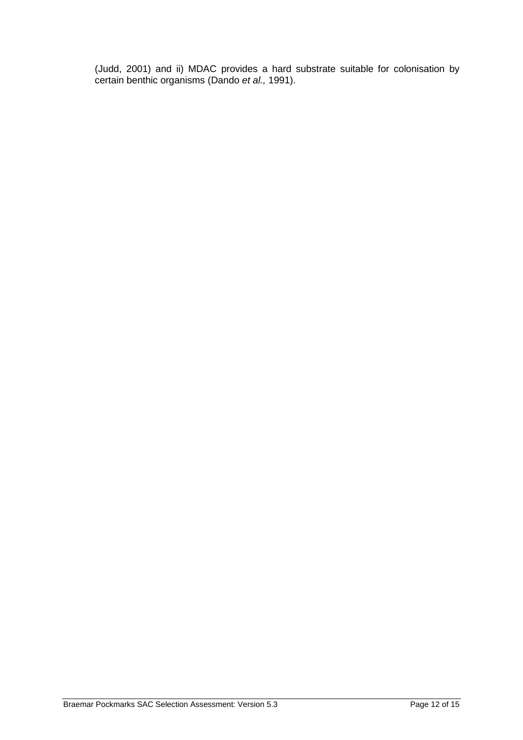(Judd, 2001) and ii) MDAC provides a hard substrate suitable for colonisation by certain benthic organisms (Dando *et al.,* 1991).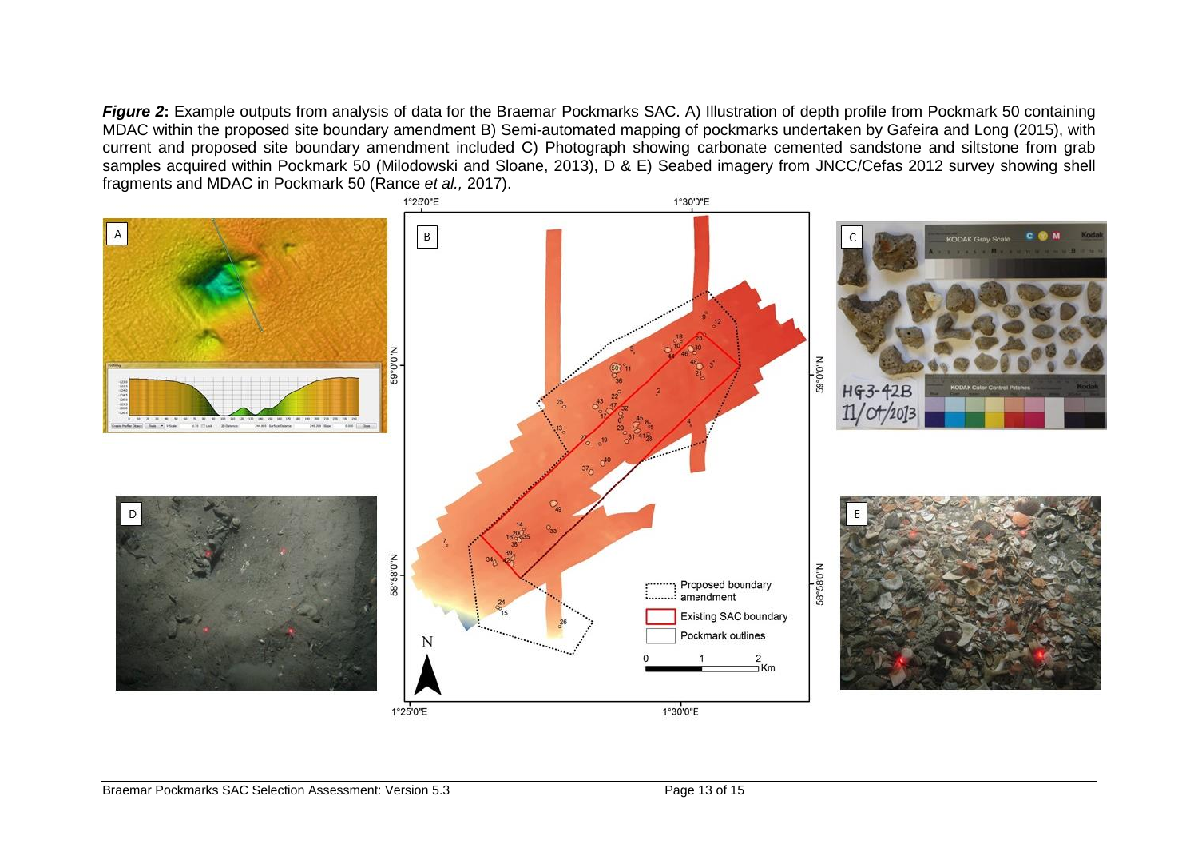***Figure 2*:** Example outputs from analysis of data for the Braemar Pockmarks SAC. A) Illustration of depth profile from Pockmark 50 containing MDAC within the proposed site boundary amendment B) Semi-automated mapping of pockmarks undertaken by Gafeira and Long (2015), with current and proposed site boundary amendment included C) Photograph showing carbonate cemented sandstone and siltstone from grab samples acquired within Pockmark 50 (Milodowski and Sloane, 2013), D & E) Seabed imagery from JNCC/Cefas 2012 survey showing shell fragments and MDAC in Pockmark 50 (Rance *et al.,* 2017).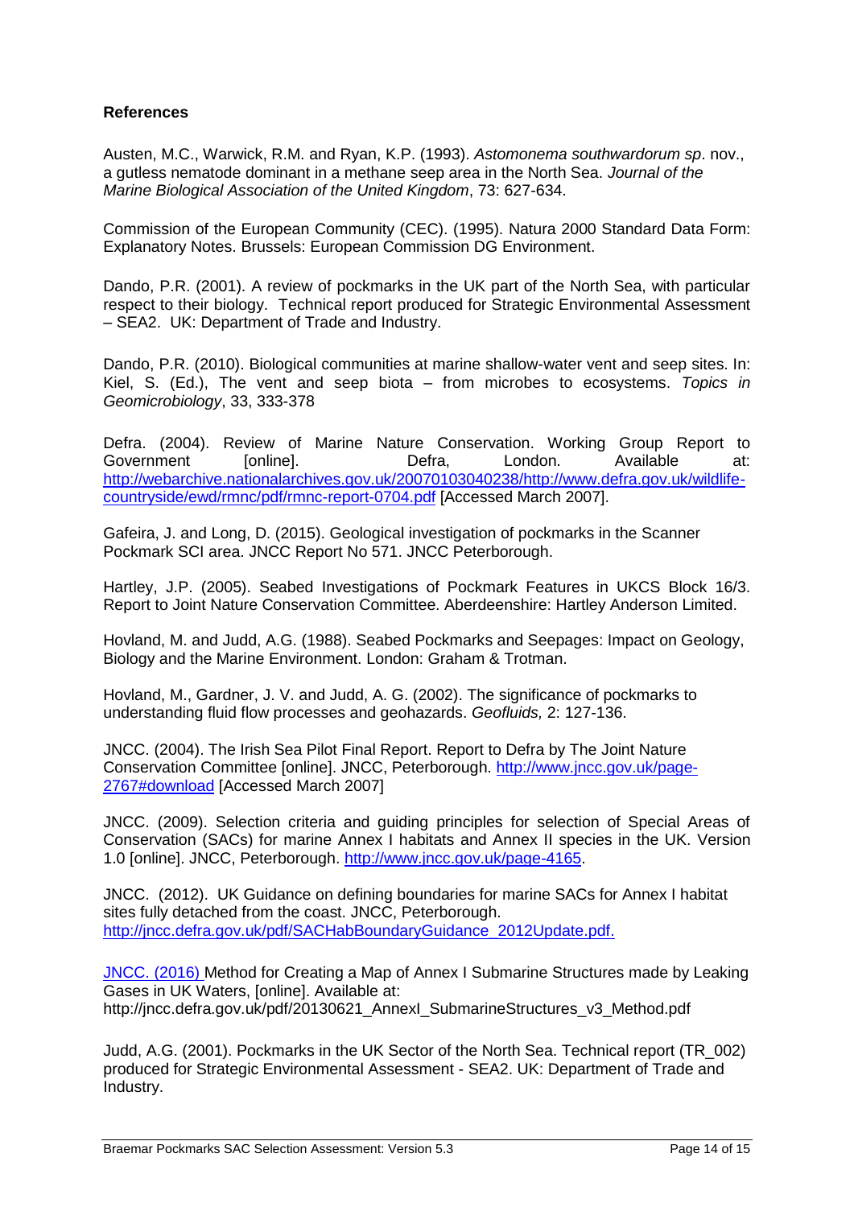**References**

Austen, M.C., Warwick, R.M. and Ryan, K.P. (1993). *Astomonema southwardorum sp*. nov., a gutless nematode dominant in a methane seep area in the North Sea. *Journal of the Marine Biological Association of the United Kingdom*, 73: 627-634.

Commission of the European Community (CEC). (1995). Natura 2000 Standard Data Form: Explanatory Notes. Brussels: European Commission DG Environment.

Dando, P.R. (2001). A review of pockmarks in the UK part of the North Sea, with particular respect to their biology. Technical report produced for Strategic Environmental Assessment – SEA2. UK: Department of Trade and Industry.

Dando, P.R. (2010). Biological communities at marine shallow-water vent and seep sites. In: Kiel, S. (Ed.), The vent and seep biota – from microbes to ecosystems. *Topics in Geomicrobiology*, 33, 333-378

Defra. (2004). Review of Marine Nature Conservation. Working Group Report to Government [online]. Defra, London. Available at: http://webarchive.nationalarchives.gov.uk/20070103040238/http://www.defra.gov.uk/wildlife-countryside/ewd/rmnc/pdf/rmnc-report-0704.pdf [Accessed March 2007].

Gafeira, J. and Long, D. (2015). Geological investigation of pockmarks in the Scanner Pockmark SCI area. JNCC Report No 571. JNCC Peterborough.

Hartley, J.P. (2005). Seabed Investigations of Pockmark Features in UKCS Block 16/3. Report to Joint Nature Conservation Committee. Aberdeenshire: Hartley Anderson Limited.

Hovland, M. and Judd, A.G. (1988). Seabed Pockmarks and Seepages: Impact on Geology, Biology and the Marine Environment. London: Graham & Trotman.

Hovland, M., Gardner, J. V. and Judd, A. G. (2002). The significance of pockmarks to understanding fluid flow processes and geohazards. *Geofluids,* 2: 127-136.

JNCC. (2004). The Irish Sea Pilot Final Report. Report to Defra by The Joint Nature Conservation Committee [online]. JNCC, Peterborough. http://www.jncc.gov.uk/page-2767#download [Accessed March 2007]

JNCC. (2009). Selection criteria and guiding principles for selection of Special Areas of Conservation (SACs) for marine Annex I habitats and Annex II species in the UK. Version 1.0 [online]. JNCC, Peterborough. http://www.jncc.gov.uk/page-4165.

JNCC. (2012). UK Guidance on defining boundaries for marine SACs for Annex I habitat sites fully detached from the coast. JNCC, Peterborough. http://jncc.defra.gov.uk/pdf/SACHabBoundaryGuidance_2012Update.pdf.

JNCC. (2016) Method for Creating a Map of Annex I Submarine Structures made by Leaking Gases in UK Waters, [online]. Available at: http://jncc.defra.gov.uk/pdf/20130621_AnnexI_SubmarineStructures_v3_Method.pdf

Judd, A.G. (2001). Pockmarks in the UK Sector of the North Sea. Technical report (TR_002) produced for Strategic Environmental Assessment - SEA2. UK: Department of Trade and Industry.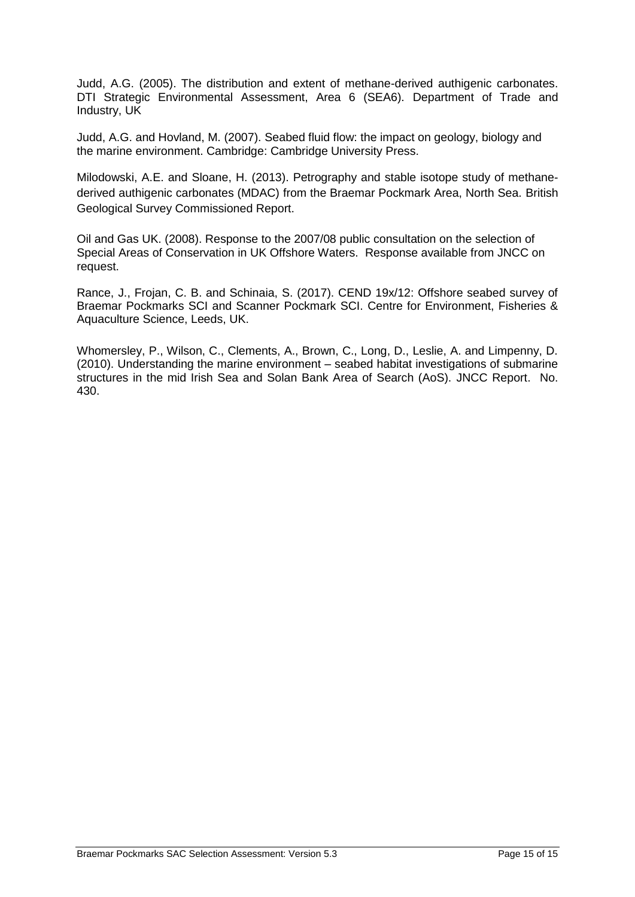Judd, A.G. (2005). The distribution and extent of methane-derived authigenic carbonates. DTI Strategic Environmental Assessment, Area 6 (SEA6). Department of Trade and Industry, UK

Judd, A.G. and Hovland, M. (2007). Seabed fluid flow: the impact on geology, biology and the marine environment. Cambridge: Cambridge University Press.

Milodowski, A.E. and Sloane, H. (2013). Petrography and stable isotope study of methane-derived authigenic carbonates (MDAC) from the Braemar Pockmark Area, North Sea. British Geological Survey Commissioned Report.

Oil and Gas UK. (2008). Response to the 2007/08 public consultation on the selection of Special Areas of Conservation in UK Offshore Waters. Response available from JNCC on request.

Rance, J., Frojan, C. B. and Schinaia, S. (2017). CEND 19x/12: Offshore seabed survey of Braemar Pockmarks SCI and Scanner Pockmark SCI. Centre for Environment, Fisheries & Aquaculture Science, Leeds, UK.

Whomersley, P., Wilson, C., Clements, A., Brown, C., Long, D., Leslie, A. and Limpenny, D. (2010). Understanding the marine environment – seabed habitat investigations of submarine structures in the mid Irish Sea and Solan Bank Area of Search (AoS). JNCC Report. No. 430.